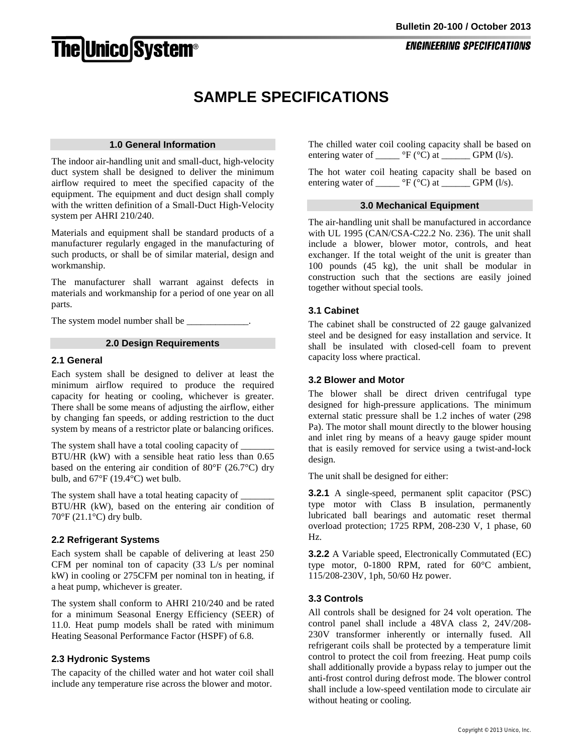# SAMPLE SPECIFICATIONS

## 1.0 General Information

The indoor air-handling unit and small-duct, high-velocity duct system shall be designed to deliver the minimum airflow required to meet the specified capacity of the equipment. The equipment and duct design shall comply with the written definition of a Small-Duct High-Velocity system per AHRI 210/240.

Materials and equipment shall be standard products of a manufacturer regularly engaged in the manufacturing of such products, or shall be of similar material, design and workmanship.

The manufacturer shall warrant against defects in materials and workmanship for a period of one year on all parts.

The system model number shall be _____________.

## 2.0 Design Requirements

### 2.1 General

Each system shall be designed to deliver at least the minimum airflow required to produce the required capacity for heating or cooling, whichever is greater. There shall be some means of adjusting the airflow, either by changing fan speeds, or adding restriction to the duct system by means of a restrictor plate or balancing orifices.

The system shall have a total cooling capacity of _______ BTU/HR (kW) with a sensible heat ratio less than 0.65 based on the entering air condition of 80°F (26.7°C) dry bulb, and 67°F (19.4°C) wet bulb.

The system shall have a total heating capacity of _______ BTU/HR (kW), based on the entering air condition of 70°F (21.1°C) dry bulb.

### 2.2 Refrigerant Systems

Each system shall be capable of delivering at least 250 CFM per nominal ton of capacity (33 L/s per nominal kW) in cooling or 275CFM per nominal ton in heating, if a heat pump, whichever is greater.

The system shall conform to AHRI 210/240 and be rated for a minimum Seasonal Energy Efficiency (SEER) of 11.0. Heat pump models shall be rated with minimum Heating Seasonal Performance Factor (HSPF) of 6.8.

### 2.3 Hydronic Systems

The capacity of the chilled water and hot water coil shall include any temperature rise across the blower and motor.

The chilled water coil cooling capacity shall be based on entering water of _____ °F (°C) at ______ GPM (l/s).

The hot water coil heating capacity shall be based on entering water of _____ °F (°C) at ______ GPM (l/s).

## 3.0 Mechanical Equipment

The air-handling unit shall be manufactured in accordance with UL 1995 (CAN/CSA-C22.2 No. 236). The unit shall include a blower, blower motor, controls, and heat exchanger. If the total weight of the unit is greater than 100 pounds (45 kg), the unit shall be modular in construction such that the sections are easily joined together without special tools.

### 3.1 Cabinet

The cabinet shall be constructed of 22 gauge galvanized steel and be designed for easy installation and service. It shall be insulated with closed-cell foam to prevent capacity loss where practical.

### 3.2 Blower and Motor

The blower shall be direct driven centrifugal type designed for high-pressure applications. The minimum external static pressure shall be 1.2 inches of water (298 Pa). The motor shall mount directly to the blower housing and inlet ring by means of a heavy gauge spider mount that is easily removed for service using a twist-and-lock design.

The unit shall be designed for either:

**3.2.1** A single-speed, permanent split capacitor (PSC) type motor with Class B insulation, permanently lubricated ball bearings and automatic reset thermal overload protection; 1725 RPM, 208-230 V, 1 phase, 60 Hz.

**3.2.2** A Variable speed, Electronically Commutated (EC) type motor, 0-1800 RPM, rated for 60°C ambient, 115/208-230V, 1ph, 50/60 Hz power.

### 3.3 Controls

All controls shall be designed for 24 volt operation. The control panel shall include a 48VA class 2, 24V/208-230V transformer inherently or internally fused. All refrigerant coils shall be protected by a temperature limit control to protect the coil from freezing. Heat pump coils shall additionally provide a bypass relay to jumper out the anti-frost control during defrost mode. The blower control shall include a low-speed ventilation mode to circulate air without heating or cooling.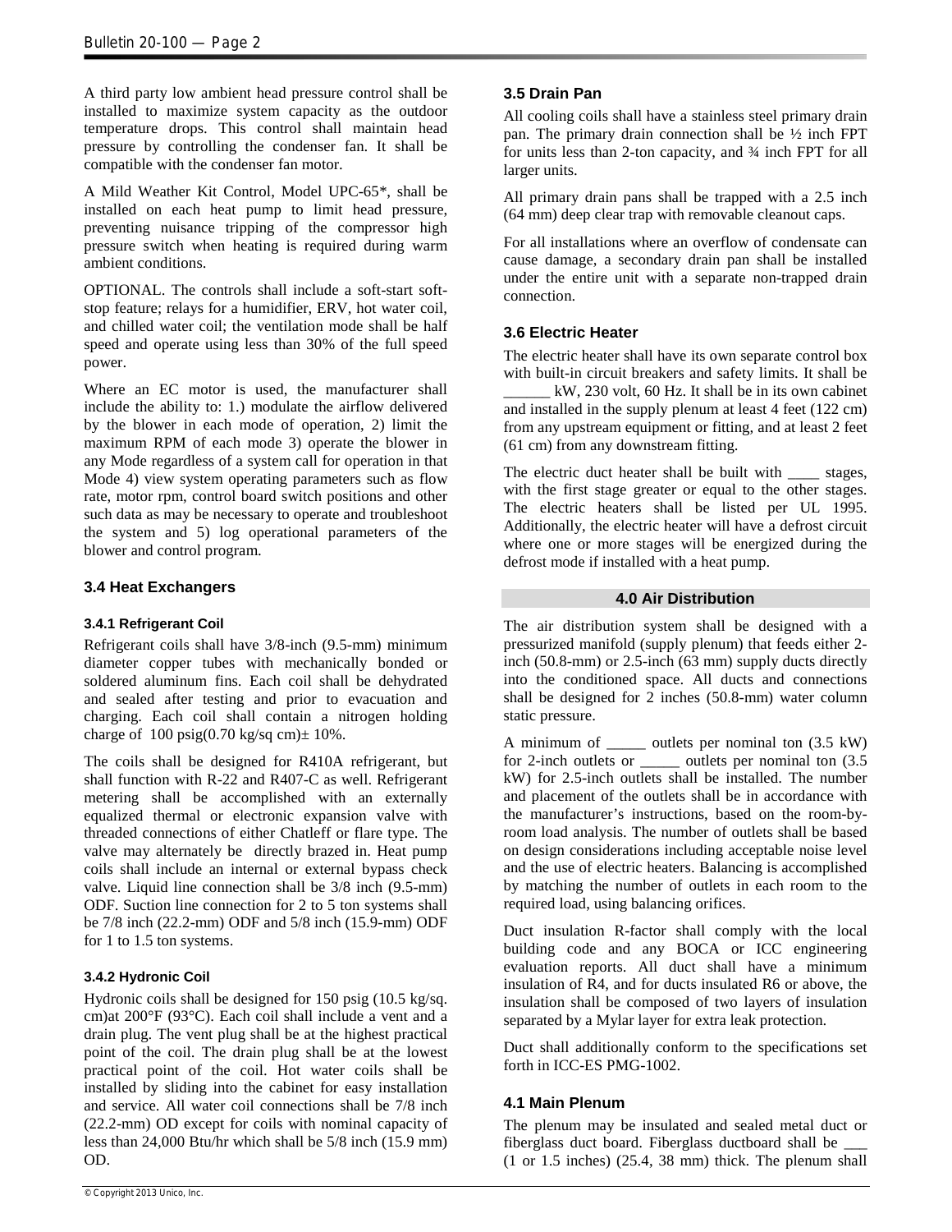A third party low ambient head pressure control shall be installed to maximize system capacity as the outdoor temperature drops. This control shall maintain head pressure by controlling the condenser fan. It shall be compatible with the condenser fan motor.

A Mild Weather Kit Control, Model UPC-65*, shall be installed on each heat pump to limit head pressure, preventing nuisance tripping of the compressor high pressure switch when heating is required during warm ambient conditions.

OPTIONAL. The controls shall include a soft-start soft-stop feature; relays for a humidifier, ERV, hot water coil, and chilled water coil; the ventilation mode shall be half speed and operate using less than 30% of the full speed power.

Where an EC motor is used, the manufacturer shall include the ability to: 1.) modulate the airflow delivered by the blower in each mode of operation, 2) limit the maximum RPM of each mode 3) operate the blower in any Mode regardless of a system call for operation in that Mode 4) view system operating parameters such as flow rate, motor rpm, control board switch positions and other such data as may be necessary to operate and troubleshoot the system and 5) log operational parameters of the blower and control program.

### 3.4 Heat Exchangers

#### 3.4.1 Refrigerant Coil

Refrigerant coils shall have 3/8-inch (9.5-mm) minimum diameter copper tubes with mechanically bonded or soldered aluminum fins. Each coil shall be dehydrated and sealed after testing and prior to evacuation and charging. Each coil shall contain a nitrogen holding charge of 100 psig(0.70 kg/sq cm)± 10%.

The coils shall be designed for R410A refrigerant, but shall function with R-22 and R407-C as well. Refrigerant metering shall be accomplished with an externally equalized thermal or electronic expansion valve with threaded connections of either Chatleff or flare type. The valve may alternately be directly brazed in. Heat pump coils shall include an internal or external bypass check valve. Liquid line connection shall be 3/8 inch (9.5-mm) ODF. Suction line connection for 2 to 5 ton systems shall be 7/8 inch (22.2-mm) ODF and 5/8 inch (15.9-mm) ODF for 1 to 1.5 ton systems.

#### 3.4.2 Hydronic Coil

Hydronic coils shall be designed for 150 psig (10.5 kg/sq. cm)at 200°F (93°C). Each coil shall include a vent and a drain plug. The vent plug shall be at the highest practical point of the coil. The drain plug shall be at the lowest practical point of the coil. Hot water coils shall be installed by sliding into the cabinet for easy installation and service. All water coil connections shall be 7/8 inch (22.2-mm) OD except for coils with nominal capacity of less than 24,000 Btu/hr which shall be 5/8 inch (15.9 mm) OD.

### 3.5 Drain Pan

All cooling coils shall have a stainless steel primary drain pan. The primary drain connection shall be ½ inch FPT for units less than 2-ton capacity, and ¾ inch FPT for all larger units.

All primary drain pans shall be trapped with a 2.5 inch (64 mm) deep clear trap with removable cleanout caps.

For all installations where an overflow of condensate can cause damage, a secondary drain pan shall be installed under the entire unit with a separate non-trapped drain connection.

### 3.6 Electric Heater

The electric heater shall have its own separate control box with built-in circuit breakers and safety limits. It shall be ______ kW, 230 volt, 60 Hz. It shall be in its own cabinet and installed in the supply plenum at least 4 feet (122 cm) from any upstream equipment or fitting, and at least 2 feet (61 cm) from any downstream fitting.

The electric duct heater shall be built with ____ stages, with the first stage greater or equal to the other stages. The electric heaters shall be listed per UL 1995. Additionally, the electric heater will have a defrost circuit where one or more stages will be energized during the defrost mode if installed with a heat pump.

## 4.0 Air Distribution

The air distribution system shall be designed with a pressurized manifold (supply plenum) that feeds either 2-inch (50.8-mm) or 2.5-inch (63 mm) supply ducts directly into the conditioned space. All ducts and connections shall be designed for 2 inches (50.8-mm) water column static pressure.

A minimum of _____ outlets per nominal ton (3.5 kW) for 2-inch outlets or _____ outlets per nominal ton (3.5 kW) for 2.5-inch outlets shall be installed. The number and placement of the outlets shall be in accordance with the manufacturer's instructions, based on the room-by-room load analysis. The number of outlets shall be based on design considerations including acceptable noise level and the use of electric heaters. Balancing is accomplished by matching the number of outlets in each room to the required load, using balancing orifices.

Duct insulation R-factor shall comply with the local building code and any BOCA or ICC engineering evaluation reports. All duct shall have a minimum insulation of R4, and for ducts insulated R6 or above, the insulation shall be composed of two layers of insulation separated by a Mylar layer for extra leak protection.

Duct shall additionally conform to the specifications set forth in ICC-ES PMG-1002.

### 4.1 Main Plenum

The plenum may be insulated and sealed metal duct or fiberglass duct board. Fiberglass ductboard shall be ___ (1 or 1.5 inches) (25.4, 38 mm) thick. The plenum shall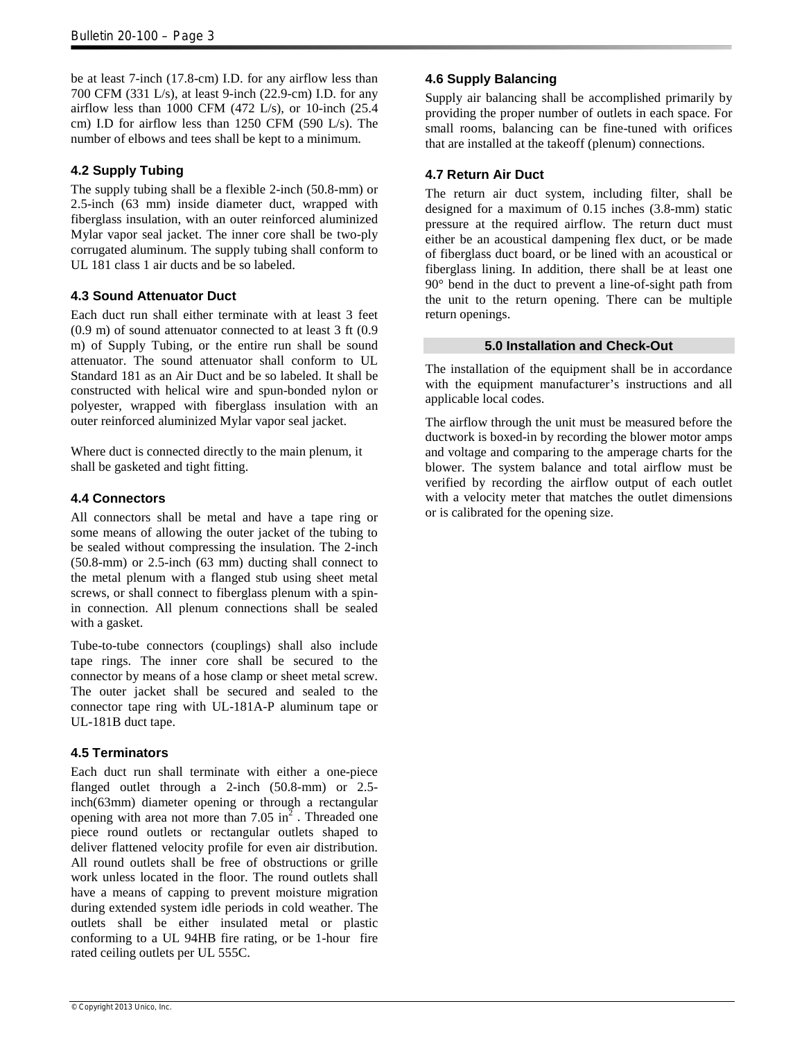be at least 7-inch (17.8-cm) I.D. for any airflow less than 700 CFM (331 L/s), at least 9-inch (22.9-cm) I.D. for any airflow less than 1000 CFM (472 L/s), or 10-inch (25.4 cm) I.D for airflow less than 1250 CFM (590 L/s). The number of elbows and tees shall be kept to a minimum.

### 4.2 Supply Tubing

The supply tubing shall be a flexible 2-inch (50.8-mm) or 2.5-inch (63 mm) inside diameter duct, wrapped with fiberglass insulation, with an outer reinforced aluminized Mylar vapor seal jacket. The inner core shall be two-ply corrugated aluminum. The supply tubing shall conform to UL 181 class 1 air ducts and be so labeled.

### 4.3 Sound Attenuator Duct

Each duct run shall either terminate with at least 3 feet (0.9 m) of sound attenuator connected to at least 3 ft (0.9 m) of Supply Tubing, or the entire run shall be sound attenuator. The sound attenuator shall conform to UL Standard 181 as an Air Duct and be so labeled. It shall be constructed with helical wire and spun-bonded nylon or polyester, wrapped with fiberglass insulation with an outer reinforced aluminized Mylar vapor seal jacket.

Where duct is connected directly to the main plenum, it shall be gasketed and tight fitting.

### 4.4 Connectors

All connectors shall be metal and have a tape ring or some means of allowing the outer jacket of the tubing to be sealed without compressing the insulation. The 2-inch (50.8-mm) or 2.5-inch (63 mm) ducting shall connect to the metal plenum with a flanged stub using sheet metal screws, or shall connect to fiberglass plenum with a spin-in connection. All plenum connections shall be sealed with a gasket.

Tube-to-tube connectors (couplings) shall also include tape rings. The inner core shall be secured to the connector by means of a hose clamp or sheet metal screw. The outer jacket shall be secured and sealed to the connector tape ring with UL-181A-P aluminum tape or UL-181B duct tape.

### 4.5 Terminators

Each duct run shall terminate with either a one-piece flanged outlet through a 2-inch (50.8-mm) or 2.5-inch(63mm) diameter opening or through a rectangular opening with area not more than 7.05 $in^2$ . Threaded one piece round outlets or rectangular outlets shaped to deliver flattened velocity profile for even air distribution. All round outlets shall be free of obstructions or grille work unless located in the floor. The round outlets shall have a means of capping to prevent moisture migration during extended system idle periods in cold weather. The outlets shall be either insulated metal or plastic conforming to a UL 94HB fire rating, or be 1-hour fire rated ceiling outlets per UL 555C.

### 4.6 Supply Balancing

Supply air balancing shall be accomplished primarily by providing the proper number of outlets in each space. For small rooms, balancing can be fine-tuned with orifices that are installed at the takeoff (plenum) connections.

### 4.7 Return Air Duct

The return air duct system, including filter, shall be designed for a maximum of 0.15 inches (3.8-mm) static pressure at the required airflow. The return duct must either be an acoustical dampening flex duct, or be made of fiberglass duct board, or be lined with an acoustical or fiberglass lining. In addition, there shall be at least one 90° bend in the duct to prevent a line-of-sight path from the unit to the return opening. There can be multiple return openings.

## 5.0 Installation and Check-Out

The installation of the equipment shall be in accordance with the equipment manufacturer's instructions and all applicable local codes.

The airflow through the unit must be measured before the ductwork is boxed-in by recording the blower motor amps and voltage and comparing to the amperage charts for the blower. The system balance and total airflow must be verified by recording the airflow output of each outlet with a velocity meter that matches the outlet dimensions or is calibrated for the opening size.